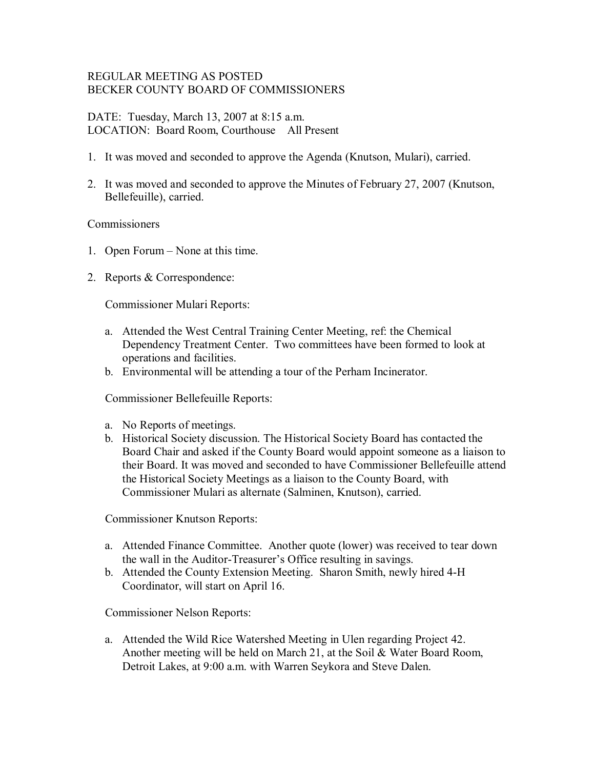REGULAR MEETING AS POSTED
BECKER COUNTY BOARD OF COMMISSIONERS

DATE: Tuesday, March 13, 2007 at 8:15 a.m.
LOCATION: Board Room, Courthouse All Present

1. It was moved and seconded to approve the Agenda (Knutson, Mulari), carried.

2. It was moved and seconded to approve the Minutes of February 27, 2007 (Knutson, Bellefeuille), carried.

Commissioners

1. Open Forum – None at this time.

2. Reports & Correspondence:

   Commissioner Mulari Reports:

   a. Attended the West Central Training Center Meeting, ref: the Chemical Dependency Treatment Center. Two committees have been formed to look at operations and facilities.
   b. Environmental will be attending a tour of the Perham Incinerator.

   Commissioner Bellefeuille Reports:

   a. No Reports of meetings.
   b. Historical Society discussion. The Historical Society Board has contacted the Board Chair and asked if the County Board would appoint someone as a liaison to their Board. It was moved and seconded to have Commissioner Bellefeuille attend the Historical Society Meetings as a liaison to the County Board, with Commissioner Mulari as alternate (Salminen, Knutson), carried.

   Commissioner Knutson Reports:

   a. Attended Finance Committee. Another quote (lower) was received to tear down the wall in the Auditor-Treasurer's Office resulting in savings.
   b. Attended the County Extension Meeting. Sharon Smith, newly hired 4-H Coordinator, will start on April 16.

   Commissioner Nelson Reports:

   a. Attended the Wild Rice Watershed Meeting in Ulen regarding Project 42. Another meeting will be held on March 21, at the Soil & Water Board Room, Detroit Lakes, at 9:00 a.m. with Warren Seykora and Steve Dalen.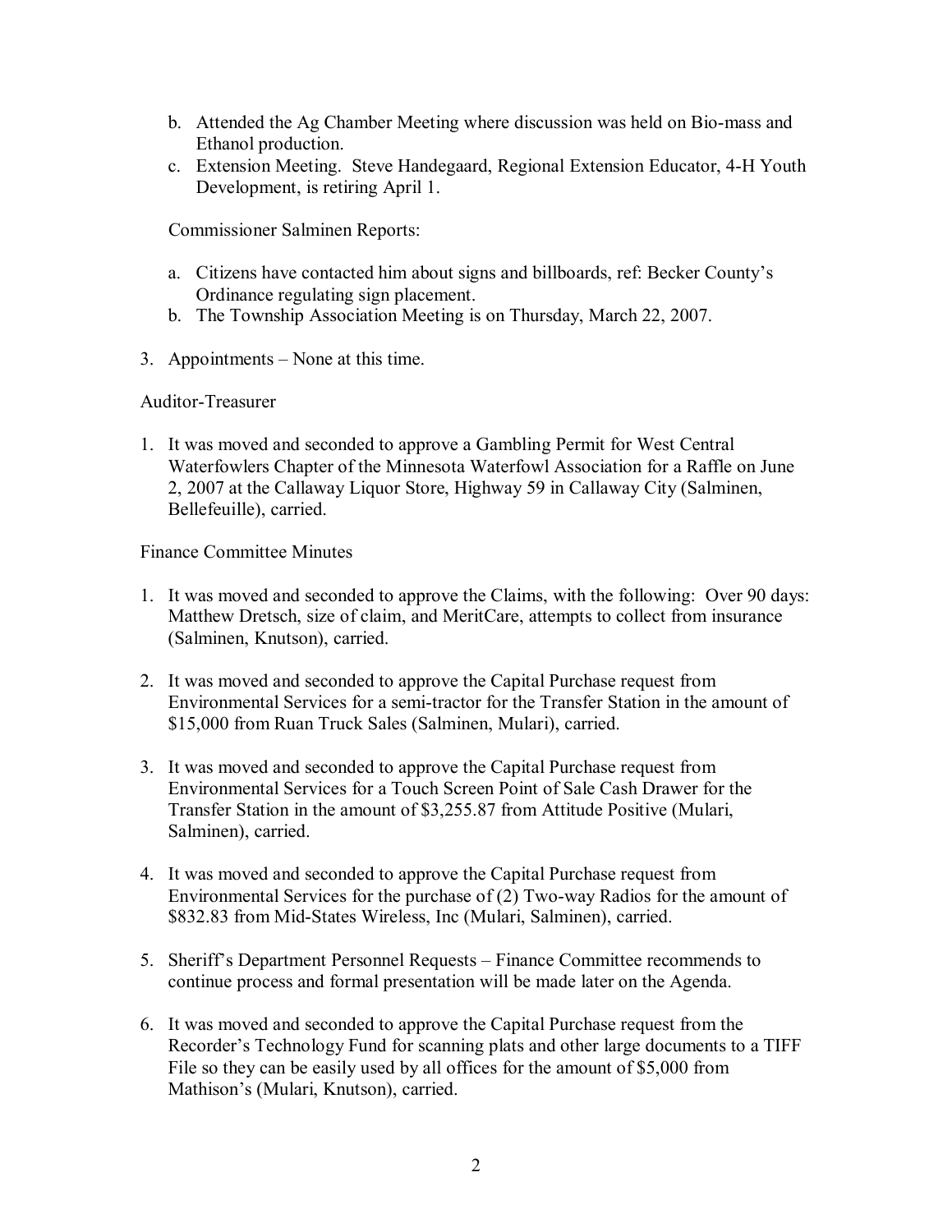b. Attended the Ag Chamber Meeting where discussion was held on Bio-mass and Ethanol production.
c. Extension Meeting. Steve Handegaard, Regional Extension Educator, 4-H Youth Development, is retiring April 1.

Commissioner Salminen Reports:

a. Citizens have contacted him about signs and billboards, ref: Becker County's Ordinance regulating sign placement.
b. The Township Association Meeting is on Thursday, March 22, 2007.

3. Appointments – None at this time.

Auditor-Treasurer

1. It was moved and seconded to approve a Gambling Permit for West Central Waterfowlers Chapter of the Minnesota Waterfowl Association for a Raffle on June 2, 2007 at the Callaway Liquor Store, Highway 59 in Callaway City (Salminen, Bellefeuille), carried.

Finance Committee Minutes

1. It was moved and seconded to approve the Claims, with the following: Over 90 days: Matthew Dretsch, size of claim, and MeritCare, attempts to collect from insurance (Salminen, Knutson), carried.

2. It was moved and seconded to approve the Capital Purchase request from Environmental Services for a semi-tractor for the Transfer Station in the amount of $15,000 from Ruan Truck Sales (Salminen, Mulari), carried.

3. It was moved and seconded to approve the Capital Purchase request from Environmental Services for a Touch Screen Point of Sale Cash Drawer for the Transfer Station in the amount of $3,255.87 from Attitude Positive (Mulari, Salminen), carried.

4. It was moved and seconded to approve the Capital Purchase request from Environmental Services for the purchase of (2) Two-way Radios for the amount of $832.83 from Mid-States Wireless, Inc (Mulari, Salminen), carried.

5. Sheriff's Department Personnel Requests – Finance Committee recommends to continue process and formal presentation will be made later on the Agenda.

6. It was moved and seconded to approve the Capital Purchase request from the Recorder's Technology Fund for scanning plats and other large documents to a TIFF File so they can be easily used by all offices for the amount of $5,000 from Mathison's (Mulari, Knutson), carried.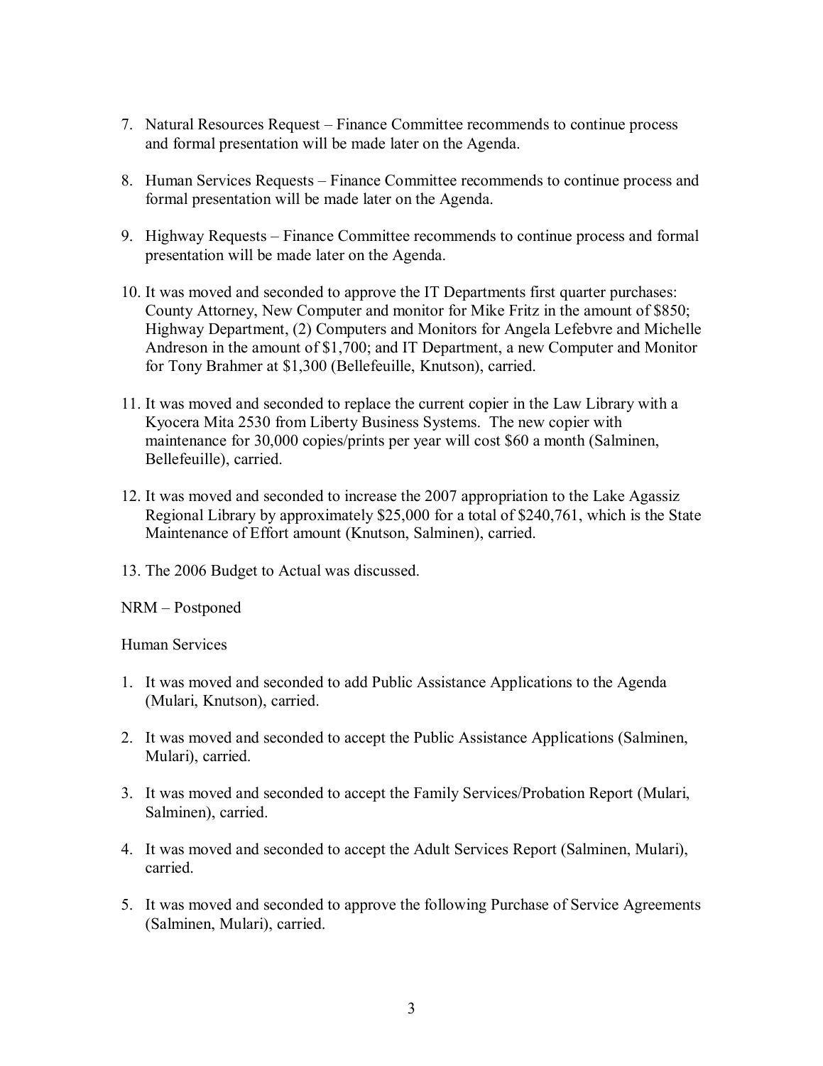7. Natural Resources Request – Finance Committee recommends to continue process and formal presentation will be made later on the Agenda.

8. Human Services Requests – Finance Committee recommends to continue process and formal presentation will be made later on the Agenda.

9. Highway Requests – Finance Committee recommends to continue process and formal presentation will be made later on the Agenda.

10. It was moved and seconded to approve the IT Departments first quarter purchases: County Attorney, New Computer and monitor for Mike Fritz in the amount of $850; Highway Department, (2) Computers and Monitors for Angela Lefebvre and Michelle Andreson in the amount of $1,700; and IT Department, a new Computer and Monitor for Tony Brahmer at $1,300 (Bellefeuille, Knutson), carried.

11. It was moved and seconded to replace the current copier in the Law Library with a Kyocera Mita 2530 from Liberty Business Systems. The new copier with maintenance for 30,000 copies/prints per year will cost $60 a month (Salminen, Bellefeuille), carried.

12. It was moved and seconded to increase the 2007 appropriation to the Lake Agassiz Regional Library by approximately $25,000 for a total of $240,761, which is the State Maintenance of Effort amount (Knutson, Salminen), carried.

13. The 2006 Budget to Actual was discussed.

NRM – Postponed

Human Services

1. It was moved and seconded to add Public Assistance Applications to the Agenda (Mulari, Knutson), carried.

2. It was moved and seconded to accept the Public Assistance Applications (Salminen, Mulari), carried.

3. It was moved and seconded to accept the Family Services/Probation Report (Mulari, Salminen), carried.

4. It was moved and seconded to accept the Adult Services Report (Salminen, Mulari), carried.

5. It was moved and seconded to approve the following Purchase of Service Agreements (Salminen, Mulari), carried.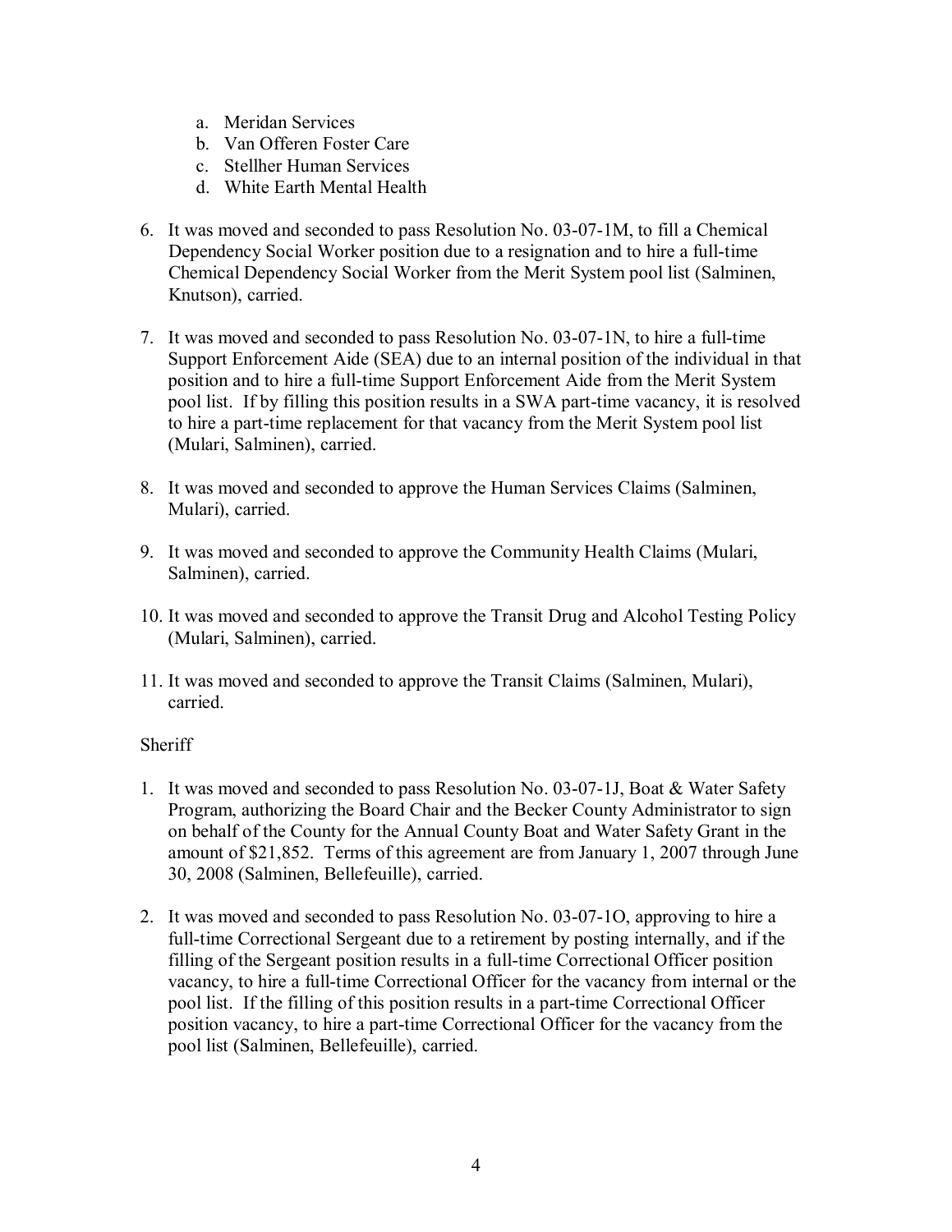a. Meridan Services
b. Van Offeren Foster Care
c. Stellher Human Services
d. White Earth Mental Health

6. It was moved and seconded to pass Resolution No. 03-07-1M, to fill a Chemical Dependency Social Worker position due to a resignation and to hire a full-time Chemical Dependency Social Worker from the Merit System pool list (Salminen, Knutson), carried.

7. It was moved and seconded to pass Resolution No. 03-07-1N, to hire a full-time Support Enforcement Aide (SEA) due to an internal position of the individual in that position and to hire a full-time Support Enforcement Aide from the Merit System pool list. If by filling this position results in a SWA part-time vacancy, it is resolved to hire a part-time replacement for that vacancy from the Merit System pool list (Mulari, Salminen), carried.

8. It was moved and seconded to approve the Human Services Claims (Salminen, Mulari), carried.

9. It was moved and seconded to approve the Community Health Claims (Mulari, Salminen), carried.

10. It was moved and seconded to approve the Transit Drug and Alcohol Testing Policy (Mulari, Salminen), carried.

11. It was moved and seconded to approve the Transit Claims (Salminen, Mulari), carried.

Sheriff

1. It was moved and seconded to pass Resolution No. 03-07-1J, Boat & Water Safety Program, authorizing the Board Chair and the Becker County Administrator to sign on behalf of the County for the Annual County Boat and Water Safety Grant in the amount of $21,852. Terms of this agreement are from January 1, 2007 through June 30, 2008 (Salminen, Bellefeuille), carried.

2. It was moved and seconded to pass Resolution No. 03-07-1O, approving to hire a full-time Correctional Sergeant due to a retirement by posting internally, and if the filling of the Sergeant position results in a full-time Correctional Officer position vacancy, to hire a full-time Correctional Officer for the vacancy from internal or the pool list. If the filling of this position results in a part-time Correctional Officer position vacancy, to hire a part-time Correctional Officer for the vacancy from the pool list (Salminen, Bellefeuille), carried.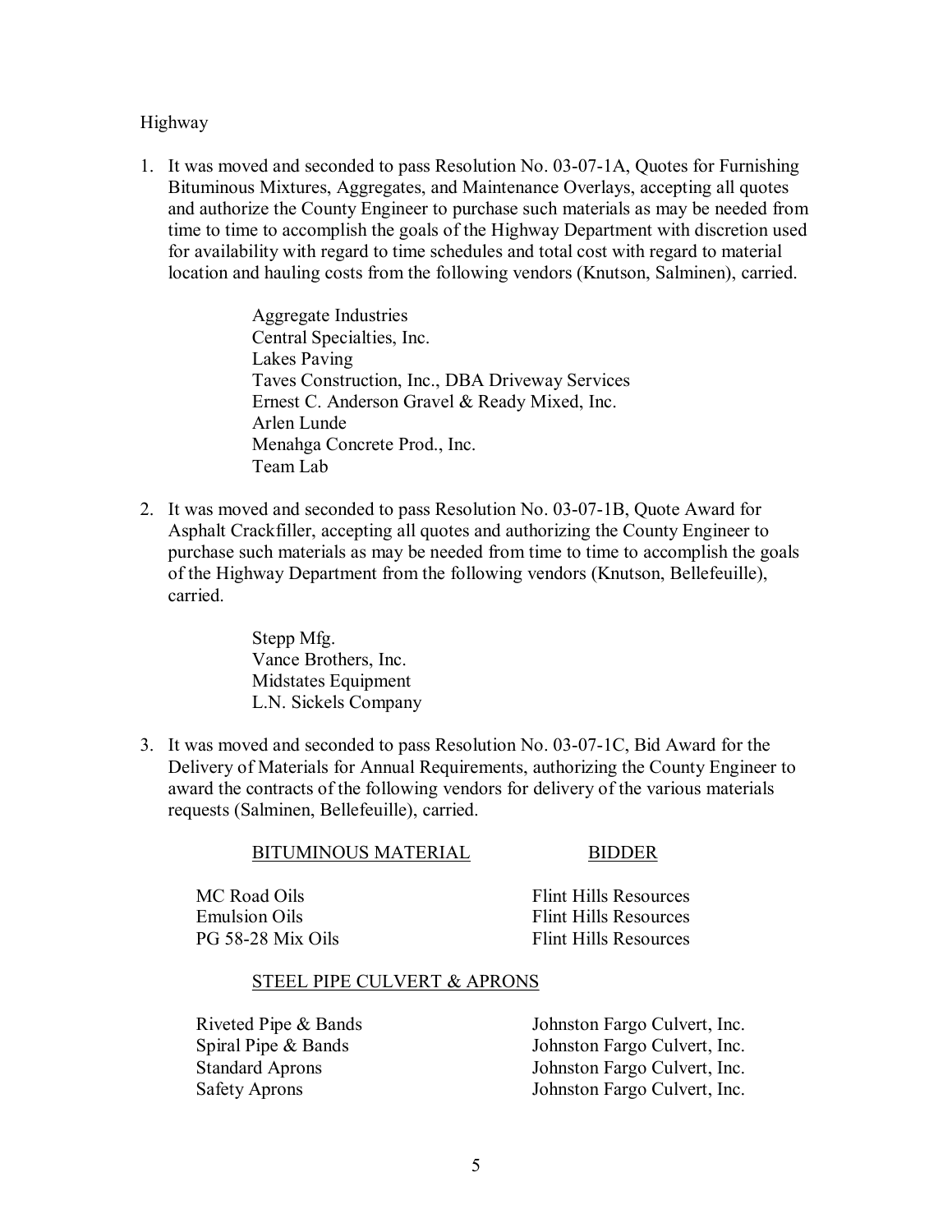Highway

1. It was moved and seconded to pass Resolution No. 03-07-1A, Quotes for Furnishing Bituminous Mixtures, Aggregates, and Maintenance Overlays, accepting all quotes and authorize the County Engineer to purchase such materials as may be needed from time to time to accomplish the goals of the Highway Department with discretion used for availability with regard to time schedules and total cost with regard to material location and hauling costs from the following vendors (Knutson, Salminen), carried.

   Aggregate Industries
   Central Specialties, Inc.
   Lakes Paving
   Taves Construction, Inc., DBA Driveway Services
   Ernest C. Anderson Gravel & Ready Mixed, Inc.
   Arlen Lunde
   Menahga Concrete Prod., Inc.
   Team Lab

2. It was moved and seconded to pass Resolution No. 03-07-1B, Quote Award for Asphalt Crackfiller, accepting all quotes and authorizing the County Engineer to purchase such materials as may be needed from time to time to accomplish the goals of the Highway Department from the following vendors (Knutson, Bellefeuille), carried.

   Stepp Mfg.
   Vance Brothers, Inc.
   Midstates Equipment
   L.N. Sickels Company

3. It was moved and seconded to pass Resolution No. 03-07-1C, Bid Award for the Delivery of Materials for Annual Requirements, authorizing the County Engineer to award the contracts of the following vendors for delivery of the various materials requests (Salminen, Bellefeuille), carried.

| BITUMINOUS MATERIAL | BIDDER |
|---|---|
| MC Road Oils | Flint Hills Resources |
| Emulsion Oils | Flint Hills Resources |
| PG 58-28 Mix Oils | Flint Hills Resources |
| **STEEL PIPE CULVERT & APRONS** | |
| Riveted Pipe & Bands | Johnston Fargo Culvert, Inc. |
| Spiral Pipe & Bands | Johnston Fargo Culvert, Inc. |
| Standard Aprons | Johnston Fargo Culvert, Inc. |
| Safety Aprons | Johnston Fargo Culvert, Inc. |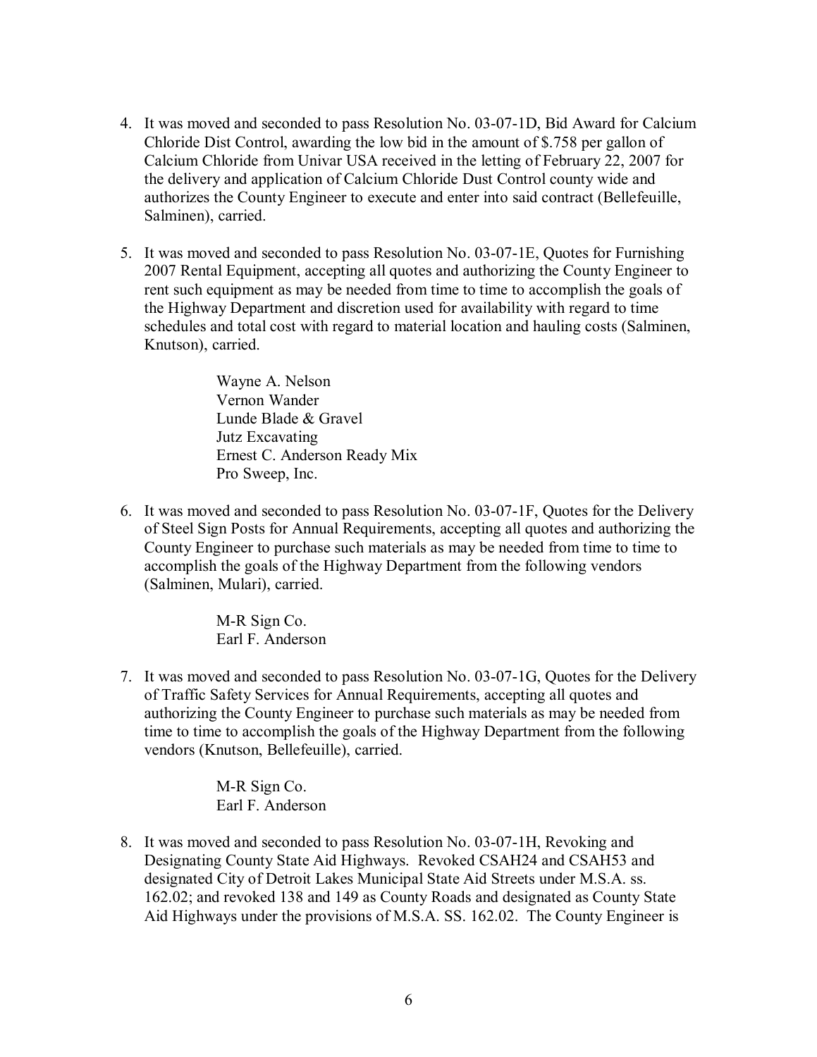4. It was moved and seconded to pass Resolution No. 03-07-1D, Bid Award for Calcium Chloride Dist Control, awarding the low bid in the amount of $.758 per gallon of Calcium Chloride from Univar USA received in the letting of February 22, 2007 for the delivery and application of Calcium Chloride Dust Control county wide and authorizes the County Engineer to execute and enter into said contract (Bellefeuille, Salminen), carried.

5. It was moved and seconded to pass Resolution No. 03-07-1E, Quotes for Furnishing 2007 Rental Equipment, accepting all quotes and authorizing the County Engineer to rent such equipment as may be needed from time to time to accomplish the goals of the Highway Department and discretion used for availability with regard to time schedules and total cost with regard to material location and hauling costs (Salminen, Knutson), carried.

   Wayne A. Nelson
   Vernon Wander
   Lunde Blade & Gravel
   Jutz Excavating
   Ernest C. Anderson Ready Mix
   Pro Sweep, Inc.

6. It was moved and seconded to pass Resolution No. 03-07-1F, Quotes for the Delivery of Steel Sign Posts for Annual Requirements, accepting all quotes and authorizing the County Engineer to purchase such materials as may be needed from time to time to accomplish the goals of the Highway Department from the following vendors (Salminen, Mulari), carried.

   M-R Sign Co.
   Earl F. Anderson

7. It was moved and seconded to pass Resolution No. 03-07-1G, Quotes for the Delivery of Traffic Safety Services for Annual Requirements, accepting all quotes and authorizing the County Engineer to purchase such materials as may be needed from time to time to accomplish the goals of the Highway Department from the following vendors (Knutson, Bellefeuille), carried.

   M-R Sign Co.
   Earl F. Anderson

8. It was moved and seconded to pass Resolution No. 03-07-1H, Revoking and Designating County State Aid Highways. Revoked CSAH24 and CSAH53 and designated City of Detroit Lakes Municipal State Aid Streets under M.S.A. ss. 162.02; and revoked 138 and 149 as County Roads and designated as County State Aid Highways under the provisions of M.S.A. SS. 162.02. The County Engineer is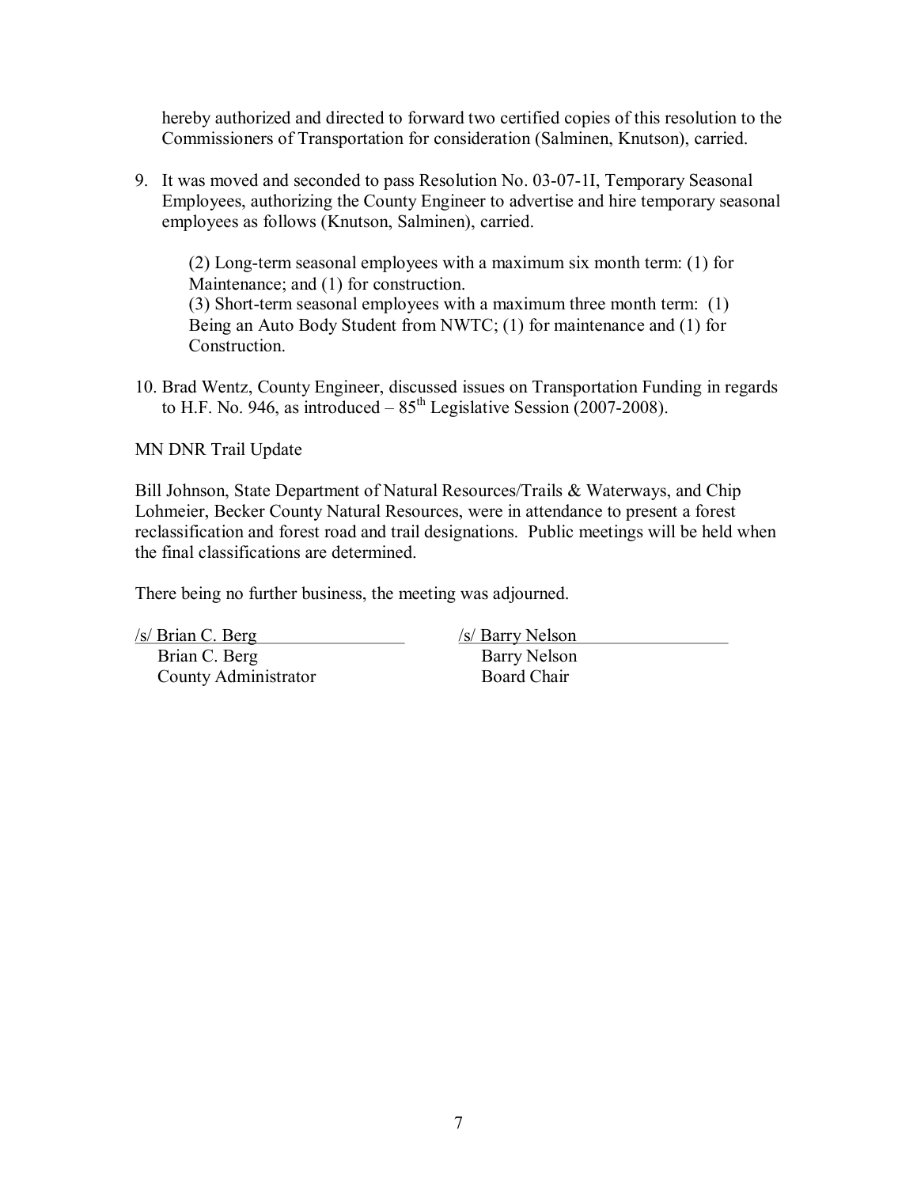hereby authorized and directed to forward two certified copies of this resolution to the Commissioners of Transportation for consideration (Salminen, Knutson), carried.

9. It was moved and seconded to pass Resolution No. 03-07-1I, Temporary Seasonal Employees, authorizing the County Engineer to advertise and hire temporary seasonal employees as follows (Knutson, Salminen), carried.

   (2) Long-term seasonal employees with a maximum six month term: (1) for Maintenance; and (1) for construction.
   (3) Short-term seasonal employees with a maximum three month term: (1) Being an Auto Body Student from NWTC; (1) for maintenance and (1) for Construction.

10. Brad Wentz, County Engineer, discussed issues on Transportation Funding in regards to H.F. No. 946, as introduced – 85th Legislative Session (2007-2008).

MN DNR Trail Update

Bill Johnson, State Department of Natural Resources/Trails & Waterways, and Chip Lohmeier, Becker County Natural Resources, were in attendance to present a forest reclassification and forest road and trail designations. Public meetings will be held when the final classifications are determined.

There being no further business, the meeting was adjourned.

| | |
|---|---|
| /s/ Brian C. Berg | /s/ Barry Nelson |
| Brian C. Berg | Barry Nelson |
| County Administrator | Board Chair |